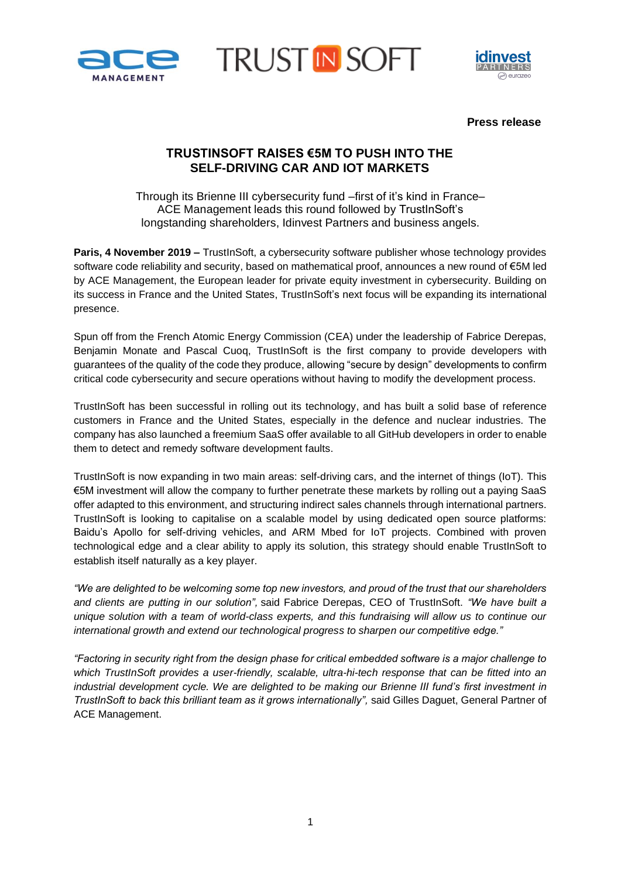**Press release**

# TRUSTINSOFT RAISES €5M TO PUSH INTO THE SELF-DRIVING CAR AND IOT MARKETS

Through its Brienne III cybersecurity fund –first of it's kind in France– ACE Management leads this round followed by TrustInSoft's longstanding shareholders, Idinvest Partners and business angels.

**Paris, 4 November 2019 –** TrustInSoft, a cybersecurity software publisher whose technology provides software code reliability and security, based on mathematical proof, announces a new round of €5M led by ACE Management, the European leader for private equity investment in cybersecurity. Building on its success in France and the United States, TrustInSoft's next focus will be expanding its international presence.

Spun off from the French Atomic Energy Commission (CEA) under the leadership of Fabrice Derepas, Benjamin Monate and Pascal Cuoq, TrustInSoft is the first company to provide developers with guarantees of the quality of the code they produce, allowing "secure by design" developments to confirm critical code cybersecurity and secure operations without having to modify the development process.

TrustInSoft has been successful in rolling out its technology, and has built a solid base of reference customers in France and the United States, especially in the defence and nuclear industries. The company has also launched a freemium SaaS offer available to all GitHub developers in order to enable them to detect and remedy software development faults.

TrustInSoft is now expanding in two main areas: self-driving cars, and the internet of things (IoT). This €5M investment will allow the company to further penetrate these markets by rolling out a paying SaaS offer adapted to this environment, and structuring indirect sales channels through international partners. TrustInSoft is looking to capitalise on a scalable model by using dedicated open source platforms: Baidu's Apollo for self-driving vehicles, and ARM Mbed for IoT projects. Combined with proven technological edge and a clear ability to apply its solution, this strategy should enable TrustInSoft to establish itself naturally as a key player.

*"We are delighted to be welcoming some top new investors, and proud of the trust that our shareholders and clients are putting in our solution",* said Fabrice Derepas, CEO of TrustInSoft. *"We have built a unique solution with a team of world-class experts, and this fundraising will allow us to continue our international growth and extend our technological progress to sharpen our competitive edge."*

*"Factoring in security right from the design phase for critical embedded software is a major challenge to which TrustInSoft provides a user-friendly, scalable, ultra-hi-tech response that can be fitted into an industrial development cycle. We are delighted to be making our Brienne III fund's first investment in TrustInSoft to back this brilliant team as it grows internationally",* said Gilles Daguet, General Partner of ACE Management.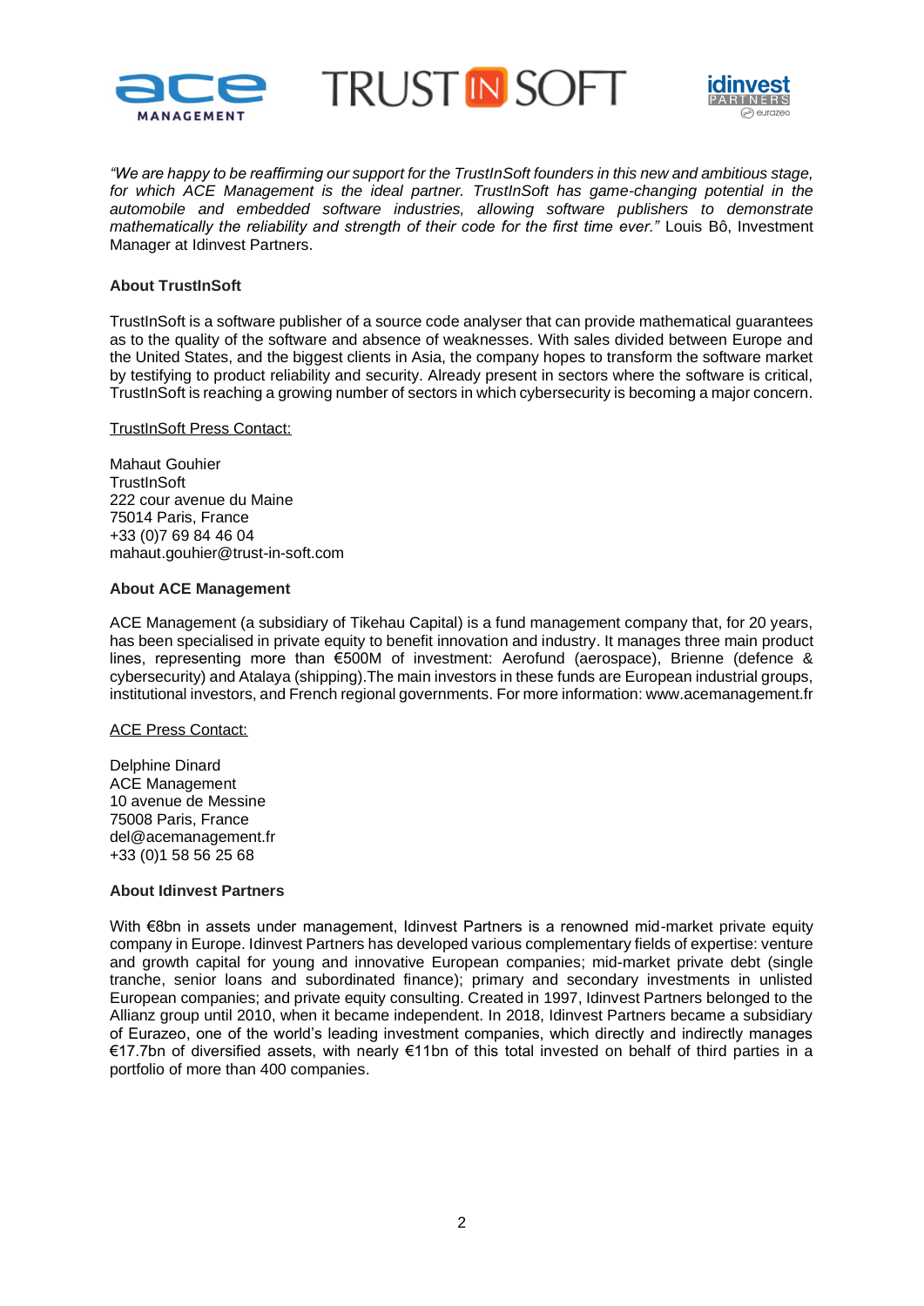*"We are happy to be reaffirming our support for the TrustInSoft founders in this new and ambitious stage, for which ACE Management is the ideal partner. TrustInSoft has game-changing potential in the automobile and embedded software industries, allowing software publishers to demonstrate mathematically the reliability and strength of their code for the first time ever."* Louis Bô, Investment Manager at Idinvest Partners.

**About TrustInSoft**

TrustInSoft is a software publisher of a source code analyser that can provide mathematical guarantees as to the quality of the software and absence of weaknesses. With sales divided between Europe and the United States, and the biggest clients in Asia, the company hopes to transform the software market by testifying to product reliability and security. Already present in sectors where the software is critical, TrustInSoft is reaching a growing number of sectors in which cybersecurity is becoming a major concern.

TrustInSoft Press Contact:

Mahaut Gouhier
TrustInSoft
222 cour avenue du Maine
75014 Paris, France
+33 (0)7 69 84 46 04
mahaut.gouhier@trust-in-soft.com

**About ACE Management**

ACE Management (a subsidiary of Tikehau Capital) is a fund management company that, for 20 years, has been specialised in private equity to benefit innovation and industry. It manages three main product lines, representing more than €500M of investment: Aerofund (aerospace), Brienne (defence & cybersecurity) and Atalaya (shipping).The main investors in these funds are European industrial groups, institutional investors, and French regional governments. For more information: www.acemanagement.fr

ACE Press Contact:

Delphine Dinard
ACE Management
10 avenue de Messine
75008 Paris, France
del@acemanagement.fr
+33 (0)1 58 56 25 68

**About Idinvest Partners**

With €8bn in assets under management, Idinvest Partners is a renowned mid-market private equity company in Europe. Idinvest Partners has developed various complementary fields of expertise: venture and growth capital for young and innovative European companies; mid-market private debt (single tranche, senior loans and subordinated finance); primary and secondary investments in unlisted European companies; and private equity consulting. Created in 1997, Idinvest Partners belonged to the Allianz group until 2010, when it became independent. In 2018, Idinvest Partners became a subsidiary of Eurazeo, one of the world's leading investment companies, which directly and indirectly manages €17.7bn of diversified assets, with nearly €11bn of this total invested on behalf of third parties in a portfolio of more than 400 companies.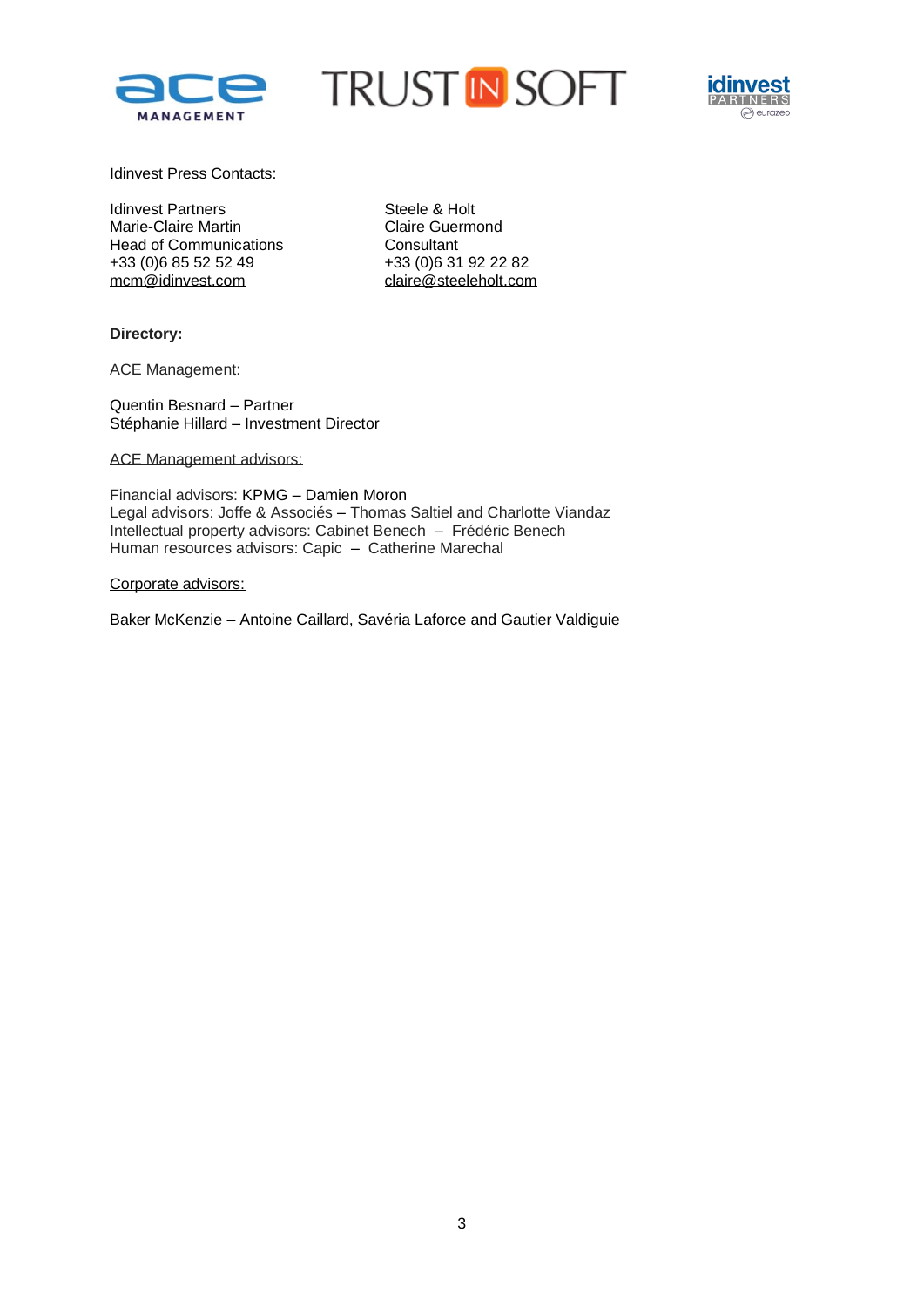Idinvest Press Contacts:

Idinvest Partners
Marie-Claire Martin
Head of Communications
+33 (0)6 85 52 52 49
mcm@idinvest.com

Steele & Holt
Claire Guermond
Consultant
+33 (0)6 31 92 22 82
claire@steeleholt.com

**Directory:**

ACE Management:

Quentin Besnard – Partner
Stéphanie Hillard – Investment Director

ACE Management advisors:

Financial advisors: KPMG – Damien Moron
Legal advisors: Joffe & Associés – Thomas Saltiel and Charlotte Viandaz
Intellectual property advisors: Cabinet Benech – Frédéric Benech
Human resources advisors: Capic – Catherine Marechal

Corporate advisors:

Baker McKenzie – Antoine Caillard, Savéria Laforce and Gautier Valdiguie